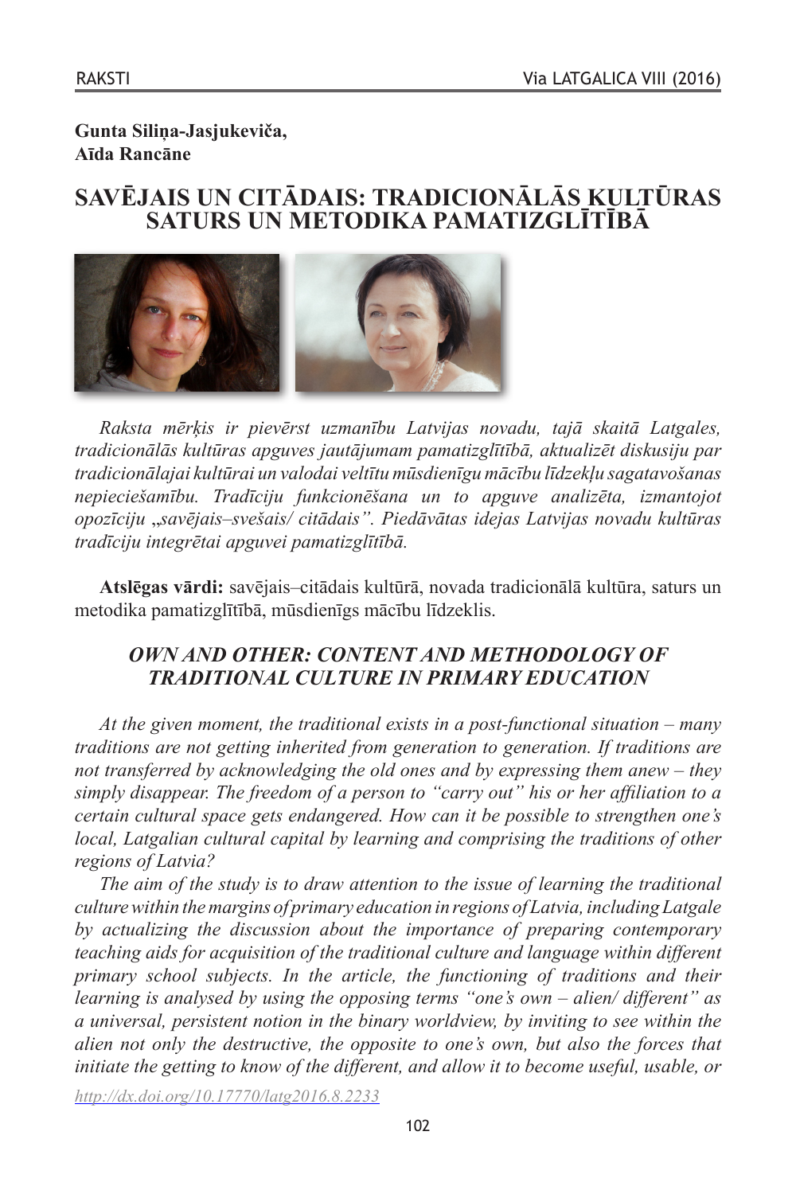**Gunta Siliņa-Jasjukeviča,**
**Aīda Rancāne**

# SAVĒJAIS UN CITĀDAIS: TRADICIONĀLĀS KULTŪRAS SATURS UN METODIKA PAMATIZGLĪTĪBĀ

*Raksta mērķis ir pievērst uzmanību Latvijas novadu, tajā skaitā Latgales, tradicionālās kultūras apguves jautājumam pamatizglītībā, aktualizēt diskusiju par tradicionālajai kultūrai un valodai veltītu mūsdienīgu mācību līdzekļu sagatavošanas nepieciešamību. Tradīciju funkcionēšana un to apguve analizēta, izmantojot opozīciju „savējais–svešais/ citādais". Piedāvātas idejas Latvijas novadu kultūras tradīciju integrētai apguvei pamatizglītībā.*

**Atslēgas vārdi:** savējais–citādais kultūrā, novada tradicionālā kultūra, saturs un metodika pamatizglītībā, mūsdienīgs mācību līdzeklis.

## *OWN AND OTHER: CONTENT AND METHODOLOGY OF TRADITIONAL CULTURE IN PRIMARY EDUCATION*

*At the given moment, the traditional exists in a post-functional situation – many traditions are not getting inherited from generation to generation. If traditions are not transferred by acknowledging the old ones and by expressing them anew – they simply disappear. The freedom of a person to "carry out" his or her affiliation to a certain cultural space gets endangered. How can it be possible to strengthen one's local, Latgalian cultural capital by learning and comprising the traditions of other regions of Latvia?*

*The aim of the study is to draw attention to the issue of learning the traditional culture within the margins of primary education in regions of Latvia, including Latgale by actualizing the discussion about the importance of preparing contemporary teaching aids for acquisition of the traditional culture and language within different primary school subjects. In the article, the functioning of traditions and their learning is analysed by using the opposing terms "one's own – alien/ different" as a universal, persistent notion in the binary worldview, by inviting to see within the alien not only the destructive, the opposite to one's own, but also the forces that initiate the getting to know of the different, and allow it to become useful, usable, or*

http://dx.doi.org/10.17770/latg2016.8.2233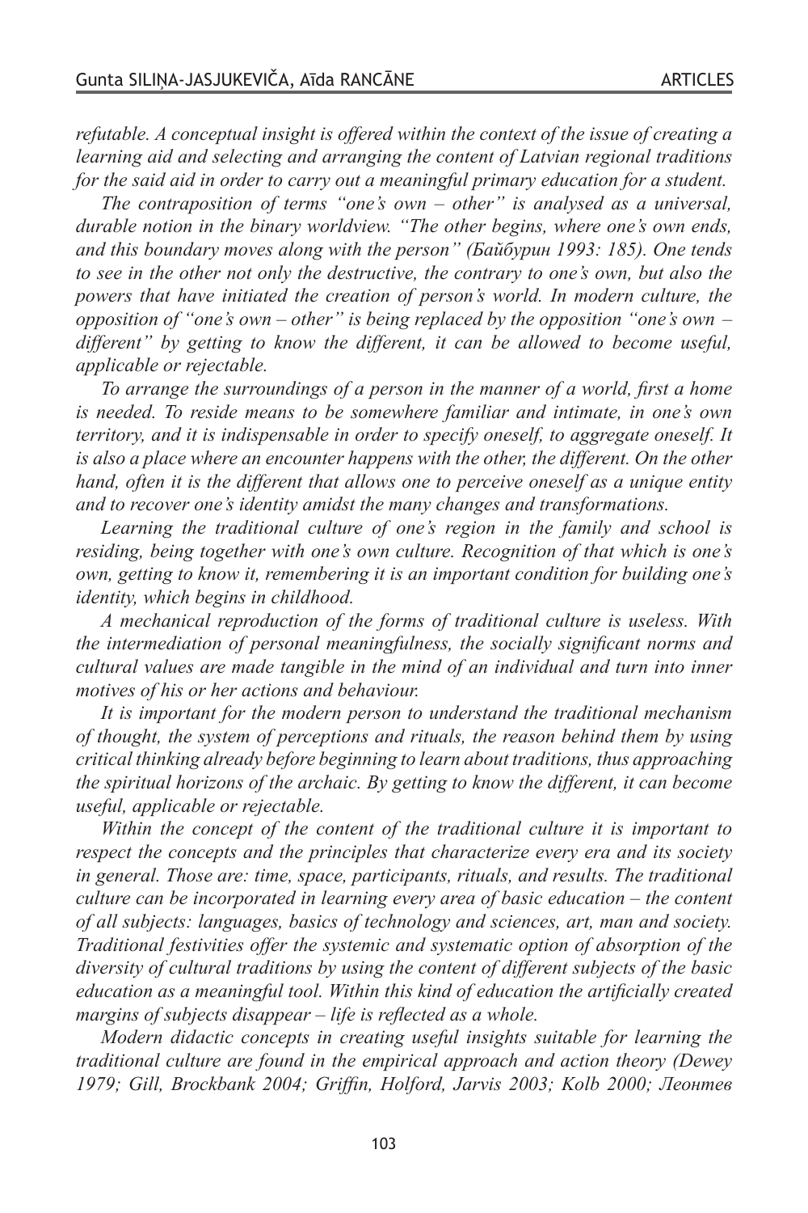*refutable. A conceptual insight is offered within the context of the issue of creating a learning aid and selecting and arranging the content of Latvian regional traditions for the said aid in order to carry out a meaningful primary education for a student.*

*The contraposition of terms "one's own – other" is analysed as a universal, durable notion in the binary worldview. "The other begins, where one's own ends, and this boundary moves along with the person" (Байбурин 1993: 185). One tends to see in the other not only the destructive, the contrary to one's own, but also the powers that have initiated the creation of person's world. In modern culture, the opposition of "one's own – other" is being replaced by the opposition "one's own – different" by getting to know the different, it can be allowed to become useful, applicable or rejectable.*

*To arrange the surroundings of a person in the manner of a world, first a home is needed. To reside means to be somewhere familiar and intimate, in one's own territory, and it is indispensable in order to specify oneself, to aggregate oneself. It is also a place where an encounter happens with the other, the different. On the other hand, often it is the different that allows one to perceive oneself as a unique entity and to recover one's identity amidst the many changes and transformations.*

*Learning the traditional culture of one's region in the family and school is residing, being together with one's own culture. Recognition of that which is one's own, getting to know it, remembering it is an important condition for building one's identity, which begins in childhood.*

*A mechanical reproduction of the forms of traditional culture is useless. With the intermediation of personal meaningfulness, the socially significant norms and cultural values are made tangible in the mind of an individual and turn into inner motives of his or her actions and behaviour.*

*It is important for the modern person to understand the traditional mechanism of thought, the system of perceptions and rituals, the reason behind them by using critical thinking already before beginning to learn about traditions, thus approaching the spiritual horizons of the archaic. By getting to know the different, it can become useful, applicable or rejectable.*

*Within the concept of the content of the traditional culture it is important to respect the concepts and the principles that characterize every era and its society in general. Those are: time, space, participants, rituals, and results. The traditional culture can be incorporated in learning every area of basic education – the content of all subjects: languages, basics of technology and sciences, art, man and society. Traditional festivities offer the systemic and systematic option of absorption of the diversity of cultural traditions by using the content of different subjects of the basic education as a meaningful tool. Within this kind of education the artificially created margins of subjects disappear – life is reflected as a whole.*

*Modern didactic concepts in creating useful insights suitable for learning the traditional culture are found in the empirical approach and action theory (Dewey 1979; Gill, Brockbank 2004; Griffin, Holford, Jarvis 2003; Kolb 2000; Леонтев*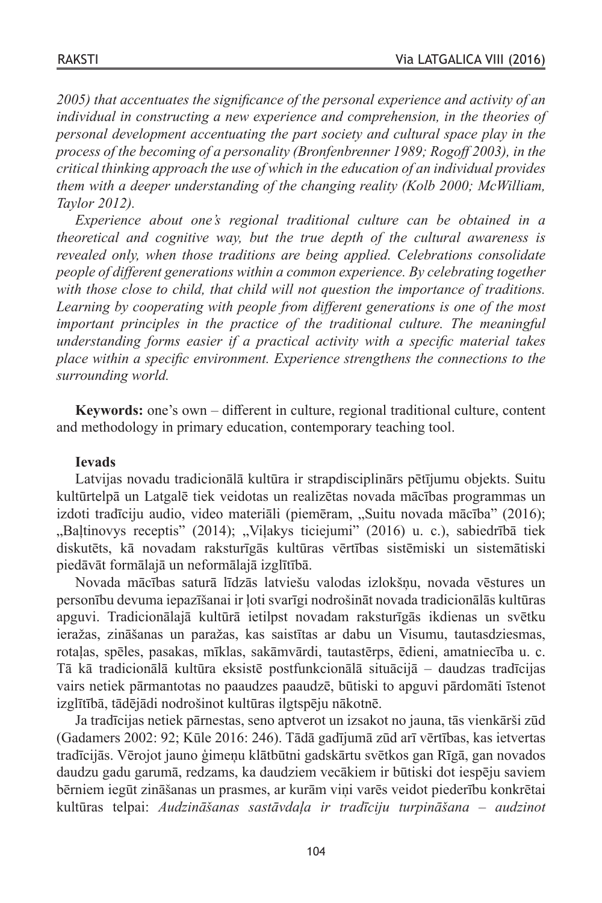*2005) that accentuates the significance of the personal experience and activity of an individual in constructing a new experience and comprehension, in the theories of personal development accentuating the part society and cultural space play in the process of the becoming of a personality (Bronfenbrenner 1989; Rogoff 2003), in the critical thinking approach the use of which in the education of an individual provides them with a deeper understanding of the changing reality (Kolb 2000; McWilliam, Taylor 2012).*

*Experience about one's regional traditional culture can be obtained in a theoretical and cognitive way, but the true depth of the cultural awareness is revealed only, when those traditions are being applied. Celebrations consolidate people of different generations within a common experience. By celebrating together with those close to child, that child will not question the importance of traditions. Learning by cooperating with people from different generations is one of the most important principles in the practice of the traditional culture. The meaningful understanding forms easier if a practical activity with a specific material takes place within a specific environment. Experience strengthens the connections to the surrounding world.*

**Keywords:** one's own – different in culture, regional traditional culture, content and methodology in primary education, contemporary teaching tool.

**Ievads**

Latvijas novadu tradicionālā kultūra ir strapdisciplinārs pētījumu objekts. Suitu kultūrtelpā un Latgalē tiek veidotas un realizētas novada mācības programmas un izdoti tradīciju audio, video materiāli (piemēram, „Suitu novada mācība" (2016); „Baļtinovys receptis" (2014); „Viļakys ticiejumi" (2016) u. c.), sabiedrībā tiek diskutēts, kā novadam raksturīgās kultūras vērtības sistēmiski un sistemātiski piedāvāt formālajā un neformālajā izglītībā.

Novada mācības saturā līdzās latviešu valodas izlokšņu, novada vēstures un personību devuma iepazīšanai ir ļoti svarīgi nodrošināt novada tradicionālās kultūras apguvi. Tradicionālajā kultūrā ietilpst novadam raksturīgās ikdienas un svētku ieražas, zināšanas un paražas, kas saistītas ar dabu un Visumu, tautasdziesmas, rotaļas, spēles, pasakas, mīklas, sakāmvārdi, tautastērps, ēdieni, amatniecība u. c. Tā kā tradicionālā kultūra eksistē postfunkcionālā situācijā – daudzas tradīcijas vairs netiek pārmantotas no paaudzes paaudzē, būtiski to apguvi pārdomāti īstenot izglītībā, tādējādi nodrošinot kultūras ilgtspēju nākotnē.

Ja tradīcijas netiek pārnestas, seno aptverot un izsakot no jauna, tās vienkārši zūd (Gadamers 2002: 92; Kūle 2016: 246). Tādā gadījumā zūd arī vērtības, kas ietvertas tradīcijās. Vērojot jauno ģimeņu klātbūtni gadskārtu svētkos gan Rīgā, gan novados daudzu gadu garumā, redzams, ka daudziem vecākiem ir būtiski dot iespēju saviem bērniem iegūt zināšanas un prasmes, ar kurām viņi varēs veidot piederību konkrētai kultūras telpai: *Audzināšanas sastāvdaļa ir tradīciju turpināšana – audzinot*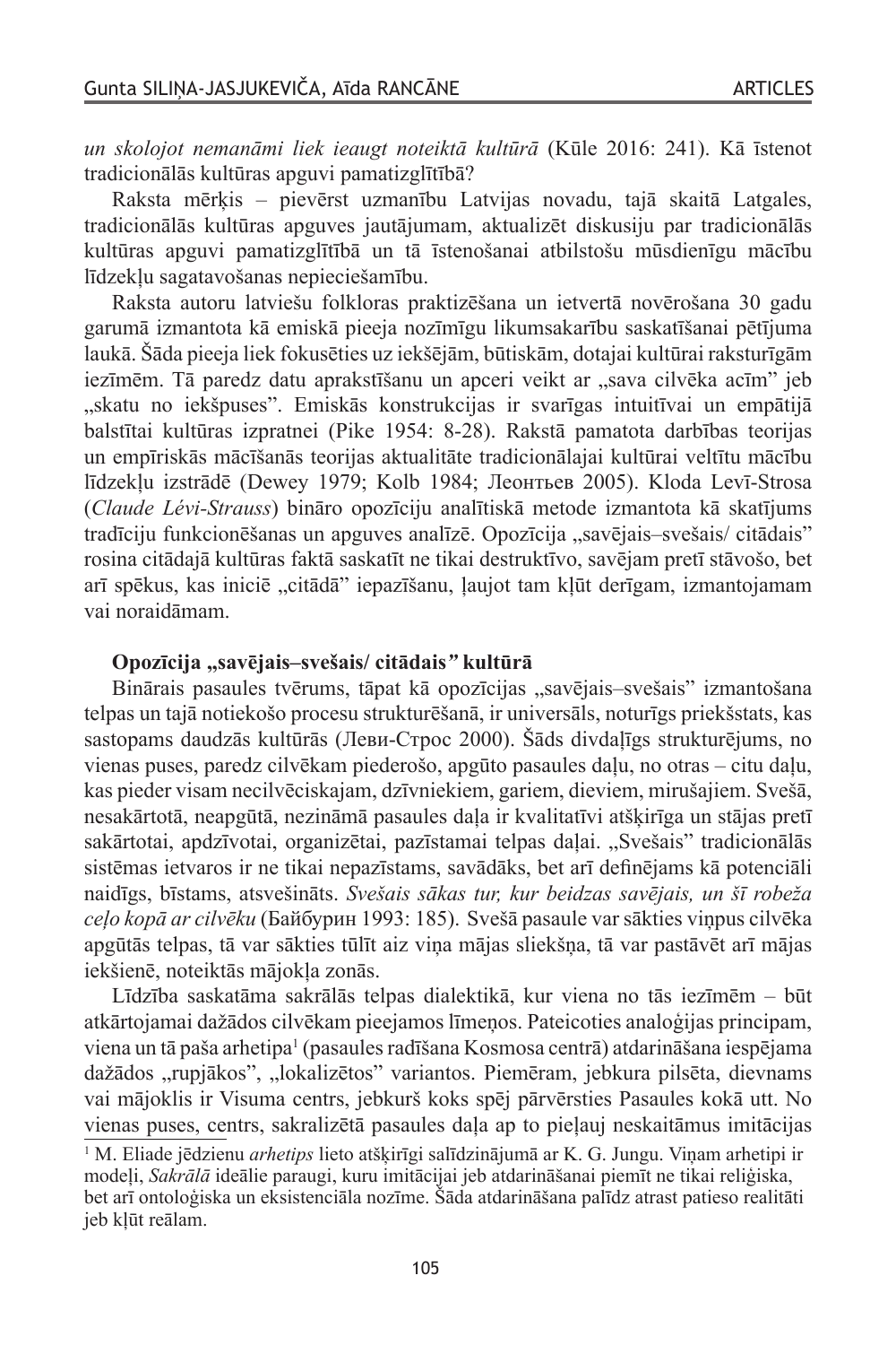*un skolojot nemanāmi liek ieaugt noteiktā kultūrā* (Kūle 2016: 241). Kā īstenot tradicionālās kultūras apguvi pamatizglītībā?

Raksta mērķis – pievērst uzmanību Latvijas novadu, tajā skaitā Latgales, tradicionālās kultūras apguves jautājumam, aktualizēt diskusiju par tradicionālās kultūras apguvi pamatizglītībā un tā īstenošanai atbilstošu mūsdienīgu mācību līdzekļu sagatavošanas nepieciešamību.

Raksta autoru latviešu folkloras praktizēšana un ietvertā novērošana 30 gadu garumā izmantota kā emiskā pieeja nozīmīgu likumsakarību saskatīšanai pētījuma laukā. Šāda pieeja liek fokusēties uz iekšējām, būtiskām, dotajai kultūrai raksturīgām iezīmēm. Tā paredz datu aprakstīšanu un apceri veikt ar „sava cilvēka acīm" jeb „skatu no iekšpuses". Emiskās konstrukcijas ir svarīgas intuitīvai un empātijā balstītai kultūras izpratnei (Pike 1954: 8-28). Rakstā pamatota darbības teorijas un empīriskās mācīšanās teorijas aktualitāte tradicionālajai kultūrai veltītu mācību līdzekļu izstrādē (Dewey 1979; Kolb 1984; Леонтьев 2005). Kloda Levī-Strosa (*Claude Lévi-Strauss*) bināro opozīciju analītiskā metode izmantota kā skatījums tradīciju funkcionēšanas un apguves analīzē. Opozīcija „savējais–svešais/ citādais" rosina citādajā kultūras faktā saskatīt ne tikai destruktīvo, savējam pretī stāvošo, bet arī spēkus, kas iniciē „citādā" iepazīšanu, ļaujot tam kļūt derīgam, izmantojamam vai noraidāmam.

**Opozīcija „savējais–svešais/ citādais*"* kultūrā**

Binārais pasaules tvērums, tāpat kā opozīcijas „savējais–svešais" izmantošana telpas un tajā notiekošo procesu strukturēšanā, ir universāls, noturīgs priekšstats, kas sastopams daudzās kultūrās (Леви-Строс 2000). Šāds divdaļīgs strukturējums, no vienas puses, paredz cilvēkam piederošo, apgūto pasaules daļu, no otras – citu daļu, kas pieder visam necilvēciskajam, dzīvniekiem, gariem, dieviem, mirušajiem. Svešā, nesakārtotā, neapgūtā, nezināmā pasaules daļa ir kvalitatīvi atšķirīga un stājas pretī sakārtotai, apdzīvotai, organizētai, pazīstamai telpas daļai. „Svešais" tradicionālās sistēmas ietvaros ir ne tikai nepazīstams, savādāks, bet arī definējams kā potenciāli naidīgs, bīstams, atsvešināts. *Svešais sākas tur, kur beidzas savējais, un šī robeža ceļo kopā ar cilvēku* (Байбурин 1993: 185). Svešā pasaule var sākties viņpus cilvēka apgūtās telpas, tā var sākties tūlīt aiz viņa mājas sliekšņa, tā var pastāvēt arī mājas iekšienē, noteiktās mājokļa zonās.

Līdzība saskatāma sakrālās telpas dialektikā, kur viena no tās iezīmēm – būt atkārtojamai dažādos cilvēkam pieejamos līmeņos. Pateicoties analoģijas principam, viena un tā paša arhetipa[1] (pasaules radīšana Kosmosa centrā) atdarināšana iespējama dažādos „rupjākos", „lokalizētos" variantos. Piemēram, jebkura pilsēta, dievnams vai mājoklis ir Visuma centrs, jebkurš koks spēj pārvērsties Pasaules kokā utt. No vienas puses, centrs, sakralizētā pasaules daļa ap to pieļauj neskaitāmus imitācijas

[1] M. Eliade jēdzienu *arhetips* lieto atšķirīgi salīdzinājumā ar K. G. Jungu. Viņam arhetipi ir modeļi, *Sakrālā* ideālie paraugi, kuru imitācijai jeb atdarināšanai piemīt ne tikai reliģiska, bet arī ontoloģiska un eksistenciāla nozīme. Šāda atdarināšana palīdz atrast patieso realitāti jeb kļūt reālam.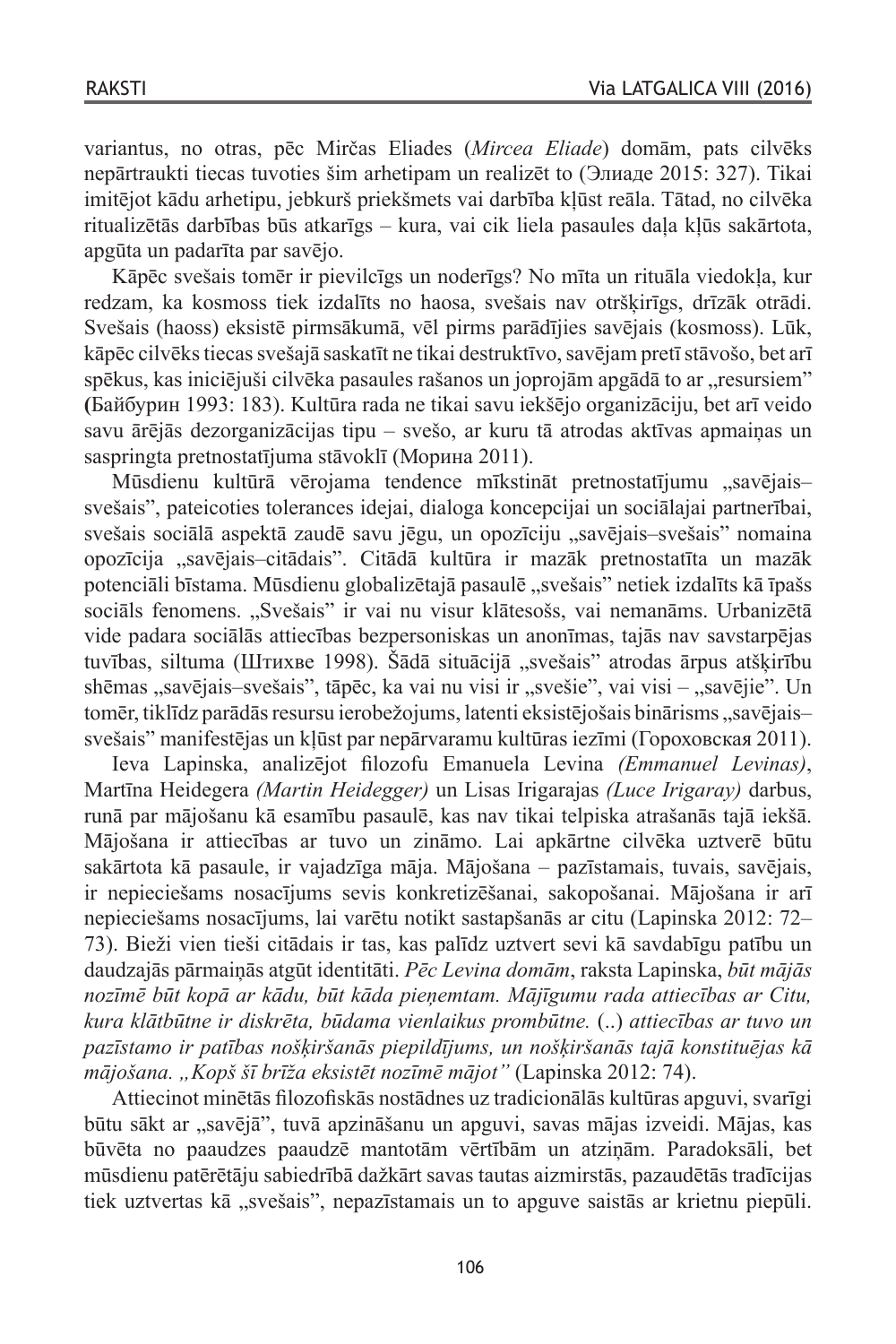variantus, no otras, pēc Mirčas Eliades (*Mircea Eliade*) domām, pats cilvēks nepārtraukti tiecas tuvoties šim arhetipam un realizēt to (Элиаде 2015: 327). Tikai imitējot kādu arhetipu, jebkurš priekšmets vai darbība kļūst reāla. Tātad, no cilvēka ritualizētās darbības būs atkarīgs – kura, vai cik liela pasaules daļa kļūs sakārtota, apgūta un padarīta par savējo.

Kāpēc svešais tomēr ir pievilcīgs un noderīgs? No mīta un rituāla viedokļa, kur redzam, ka kosmoss tiek izdalīts no haosa, svešais nav otršķirīgs, drīzāk otrādi. Svešais (haoss) eksistē pirmsākumā, vēl pirms parādījies savējais (kosmoss). Lūk, kāpēc cilvēks tiecas svešajā saskatīt ne tikai destruktīvo, savējam pretī stāvošo, bet arī spēkus, kas iniciējuši cilvēka pasaules rašanos un joprojām apgādā to ar „resursiem" (Байбурин 1993: 183). Kultūra rada ne tikai savu iekšējo organizāciju, bet arī veido savu ārējās dezorganizācijas tipu – svešo, ar kuru tā atrodas aktīvas apmaiņas un saspringta pretnostatījuma stāvoklī (Морина 2011).

Mūsdienu kultūrā vērojama tendence mīkstināt pretnostatījumu „savējais–svešais", pateicoties tolerances idejai, dialoga koncepcijai un sociālajai partnerībai, svešais sociālā aspektā zaudē savu jēgu, un opozīciju „savējais–svešais" nomaina opozīcija „savējais–citādais". Citādā kultūra ir mazāk pretnostatīta un mazāk potenciāli bīstama. Mūsdienu globalizētajā pasaulē „svešais" netiek izdalīts kā īpašs sociāls fenomens. „Svešais" ir vai nu visur klātesošs, vai nemanāms. Urbanizētā vide padara sociālās attiecības bezpersoniskas un anonīmas, tajās nav savstarpējas tuvības, siltuma (Штихве 1998). Šādā situācijā „svešais" atrodas ārpus atšķirību shēmas „savējais–svešais", tāpēc, ka vai nu visi ir „svešie", vai visi – „savējie". Un tomēr, tiklīdz parādās resursu ierobežojums, latenti eksistējošais binārisms „savējais–svešais" manifestējas un kļūst par nepārvaramu kultūras iezīmi (Гороховская 2011).

Ieva Lapinska, analizējot filozofu Emanuela Levina *(Emmanuel Levinas)*, Martīna Heidegera *(Martin Heidegger)* un Lisas Irigarajas *(Luce Irigaray)* darbus, runā par mājošanu kā esamību pasaulē, kas nav tikai telpiska atrašanās tajā iekšā. Mājošana ir attiecības ar tuvo un zināmo. Lai apkārtne cilvēka uztverē būtu sakārtota kā pasaule, ir vajadzīga māja. Mājošana – pazīstamais, tuvais, savējais, ir nepieciešams nosacījums sevis konkretizēšanai, sakopošanai. Mājošana ir arī nepieciešams nosacījums, lai varētu notikt sastapšanās ar citu (Lapinska 2012: 72–73). Bieži vien tieši citādais ir tas, kas palīdz uztvert sevi kā savdabīgu patību un daudzajās pārmaiņās atgūt identitāti. *Pēc Levina domām*, raksta Lapinska, *būt mājās nozīmē būt kopā ar kādu, būt kāda pieņemtam. Mājīgumu rada attiecības ar Citu, kura klātbūtne ir diskrēta, būdama vienlaikus prombūtne.* (..) *attiecības ar tuvo un pazīstamo ir patības nošķiršanās piepildījums, un nošķiršanās tajā konstituējas kā mājošana. „Kopš šī brīža eksistēt nozīmē mājot"* (Lapinska 2012: 74).

Attiecinot minētās filozofiskās nostādnes uz tradicionālās kultūras apguvi, svarīgi būtu sākt ar „savējā", tuvā apzināšanu un apguvi, savas mājas izveidi. Mājas, kas būvēta no paaudzes paaudzē mantotām vērtībām un atziņām. Paradoksāli, bet mūsdienu patērētāju sabiedrībā dažkārt savas tautas aizmirstās, pazaudētās tradīcijas tiek uztvertas kā „svešais", nepazīstamais un to apguve saistās ar krietnu piepūli.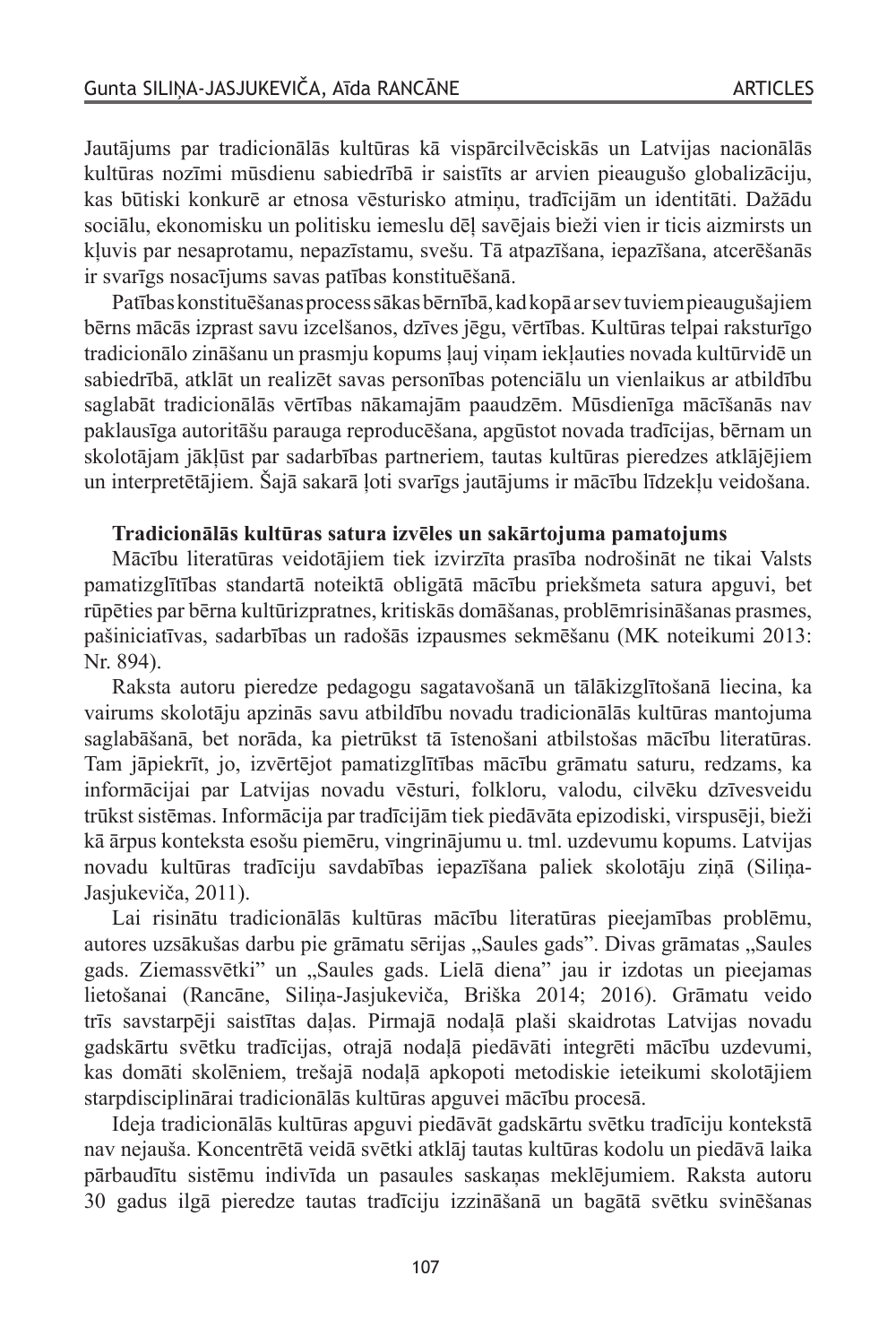Jautājums par tradicionālās kultūras kā vispārcilvēciskās un Latvijas nacionālās kultūras nozīmi mūsdienu sabiedrībā ir saistīts ar arvien pieaugušo globalizāciju, kas būtiski konkurē ar etnosa vēsturisko atmiņu, tradīcijām un identitāti. Dažādu sociālu, ekonomisku un politisku iemeslu dēļ savējais bieži vien ir ticis aizmirsts un kļuvis par nesaprotamu, nepazīstamu, svešu. Tā atpazīšana, iepazīšana, atcerēšanās ir svarīgs nosacījums savas patības konstituēšanā.

Patības konstituēšanas process sākas bērnībā, kad kopā ar sev tuviem pieaugušajiem bērns mācās izprast savu izcelšanos, dzīves jēgu, vērtības. Kultūras telpai raksturīgo tradicionālo zināšanu un prasmju kopums ļauj viņam iekļauties novada kultūrvidē un sabiedrībā, atklāt un realizēt savas personības potenciālu un vienlaikus ar atbildību saglabāt tradicionālās vērtības nākamajām paaudzēm. Mūsdienīga mācīšanās nav paklausīga autoritāšu parauga reproducēšana, apgūstot novada tradīcijas, bērnam un skolotājam jākļūst par sadarbības partneriem, tautas kultūras pieredzes atklājējiem un interpretētājiem. Šajā sakarā ļoti svarīgs jautājums ir mācību līdzekļu veidošana.

**Tradicionālās kultūras satura izvēles un sakārtojuma pamatojums**

Mācību literatūras veidotājiem tiek izvirzīta prasība nodrošināt ne tikai Valsts pamatizglītības standartā noteiktā obligātā mācību priekšmeta satura apguvi, bet rūpēties par bērna kultūrizpratnes, kritiskās domāšanas, problēmrisināšanas prasmes, pašiniciatīvas, sadarbības un radošās izpausmes sekmēšanu (MK noteikumi 2013: Nr. 894).

Raksta autoru pieredze pedagogu sagatavošanā un tālākizglītošanā liecina, ka vairums skolotāju apzinās savu atbildību novadu tradicionālās kultūras mantojuma saglabāšanā, bet norāda, ka pietrūkst tā īstenošani atbilstošas mācību literatūras. Tam jāpiekrīt, jo, izvērtējot pamatizglītības mācību grāmatu saturu, redzams, ka informācijai par Latvijas novadu vēsturi, folkloru, valodu, cilvēku dzīvesveidu trūkst sistēmas. Informācija par tradīcijām tiek piedāvāta epizodiski, virspusēji, bieži kā ārpus konteksta esošu piemēru, vingrinājumu u. tml. uzdevumu kopums. Latvijas novadu kultūras tradīciju savdabības iepazīšana paliek skolotāju ziņā (Siliņa-Jasjukeviča, 2011).

Lai risinātu tradicionālās kultūras mācību literatūras pieejamības problēmu, autores uzsākušas darbu pie grāmatu sērijas „Saules gads”. Divas grāmatas „Saules gads. Ziemassvētki” un „Saules gads. Lielā diena” jau ir izdotas un pieejamas lietošanai (Rancāne, Siliņa-Jasjukeviča, Briška 2014; 2016). Grāmatu veido trīs savstarpēji saistītas daļas. Pirmajā nodaļā plaši skaidrotas Latvijas novadu gadskārtu svētku tradīcijas, otrajā nodaļā piedāvāti integrēti mācību uzdevumi, kas domāti skolēniem, trešajā nodaļā apkopoti metodiskie ieteikumi skolotājiem starpdisciplinārai tradicionālās kultūras apguvei mācību procesā.

Ideja tradicionālās kultūras apguvi piedāvāt gadskārtu svētku tradīciju kontekstā nav nejauša. Koncentrētā veidā svētki atklāj tautas kultūras kodolu un piedāvā laika pārbaudītu sistēmu indivīda un pasaules saskaņas meklējumiem. Raksta autoru 30 gadus ilgā pieredze tautas tradīciju izzināšanā un bagātā svētku svinēšanas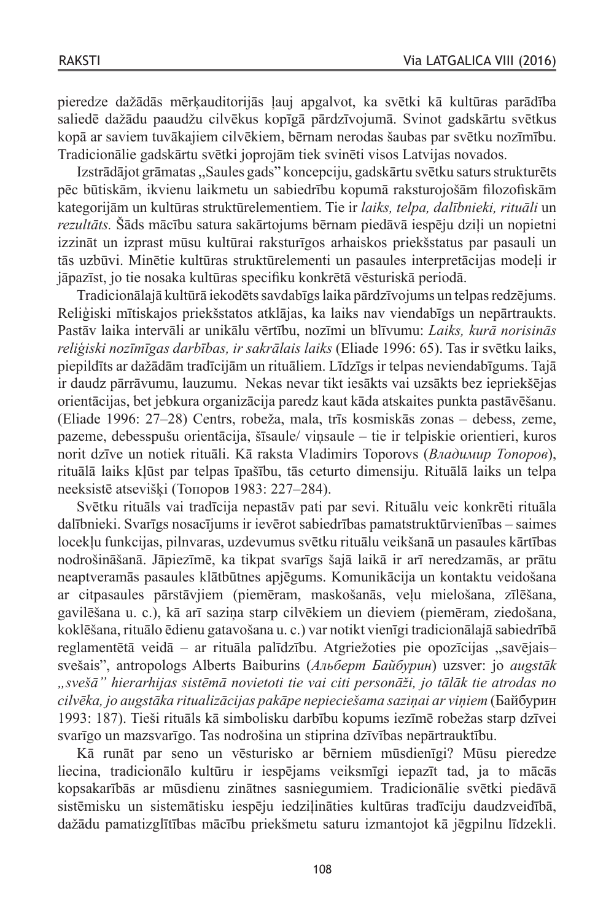pieredze dažādās mērķauditorijās ļauj apgalvot, ka svētki kā kultūras parādība saliedē dažādu paaudžu cilvēkus kopīgā pārdzīvojumā. Svinot gadskārtu svētkus kopā ar saviem tuvākajiem cilvēkiem, bērnam nerodas šaubas par svētku nozīmību. Tradicionālie gadskārtu svētki joprojām tiek svinēti visos Latvijas novados.

Izstrādājot grāmatas „Saules gads" koncepciju, gadskārtu svētku saturs strukturēts pēc būtiskām, ikvienu laikmetu un sabiedrību kopumā raksturojošām filozofiskām kategorijām un kultūras struktūrelementiem. Tie ir *laiks, telpa, dalībnieki, rituāli* un *rezultāts.* Šāds mācību satura sakārtojums bērnam piedāvā iespēju dziļi un nopietni izzināt un izprast mūsu kultūrai raksturīgos arhaiskos priekšstatus par pasauli un tās uzbūvi. Minētie kultūras struktūrelementi un pasaules interpretācijas modeļi ir jāpazīst, jo tie nosaka kultūras specifiku konkrētā vēsturiskā periodā.

Tradicionālajā kultūrā iekodēts savdabīgs laika pārdzīvojums un telpas redzējums. Reliģiski mītiskajos priekšstatos atklājas, ka laiks nav viendabīgs un nepārtraukts. Pastāv laika intervāli ar unikālu vērtību, nozīmi un blīvumu: *Laiks, kurā norisinās reliģiski nozīmīgas darbības, ir sakrālais laiks* (Eliade 1996: 65). Tas ir svētku laiks, piepildīts ar dažādām tradīcijām un rituāliem. Līdzīgs ir telpas neviendabīgums. Tajā ir daudz pārrāvumu, lauzumu. Nekas nevar tikt iesākts vai uzsākts bez iepriekšējas orientācijas, bet jebkura organizācija paredz kaut kāda atskaites punkta pastāvēšanu. (Eliade 1996: 27–28) Centrs, robeža, mala, trīs kosmiskās zonas – debess, zeme, pazeme, debesspušu orientācija, šīsaule/ viņsaule – tie ir telpiskie orientieri, kuros norit dzīve un notiek rituāli. Kā raksta Vladimirs Toporovs (*Владимир Топоров*), rituālā laiks kļūst par telpas īpašību, tās ceturto dimensiju. Rituālā laiks un telpa neeksistē atsevišķi (Топоров 1983: 227–284).

Svētku rituāls vai tradīcija nepastāv pati par sevi. Rituālu veic konkrēti rituāla dalībnieki. Svarīgs nosacījums ir ievērot sabiedrības pamatstruktūrvienības – saimes locekļu funkcijas, pilnvaras, uzdevumus svētku rituālu veikšanā un pasaules kārtības nodrošināšanā. Jāpiezīmē, ka tikpat svarīgs šajā laikā ir arī neredzamās, ar prātu neaptveramās pasaules klātbūtnes apjēgums. Komunikācija un kontaktu veidošana ar citpasaules pārstāvjiem (piemēram, maskošanās, veļu mielošana, zīlēšana, gavilēšana u. c.), kā arī saziņa starp cilvēkiem un dieviem (piemēram, ziedošana, koklēšana, rituālo ēdienu gatavošana u. c.) var notikt vienīgi tradicionālajā sabiedrībā reglamentētā veidā – ar rituāla palīdzību. Atgriežoties pie opozīcijas „savējais–svešais", antropologs Alberts Baiburins (*Альберт Байбурин*) uzsver: jo *augstāk „svešā" hierarhijas sistēmā novietoti tie vai citi personāži, jo tālāk tie atrodas no cilvēka, jo augstāka ritualizācijas pakāpe nepieciešama saziņai ar viņiem* (Байбурин 1993: 187). Tieši rituāls kā simbolisku darbību kopums iezīmē robežas starp dzīvei svarīgo un mazsvarīgo. Tas nodrošina un stiprina dzīvības nepārtrauktību.

Kā runāt par seno un vēsturisko ar bērniem mūsdienīgi? Mūsu pieredze liecina, tradicionālo kultūru ir iespējams veiksmīgi iepazīt tad, ja to mācās kopsakarībās ar mūsdienu zinātnes sasniegumiem. Tradicionālie svētki piedāvā sistēmisku un sistemātisku iespēju iedziļināties kultūras tradīciju daudzveidībā, dažādu pamatizglītības mācību priekšmetu saturu izmantojot kā jēgpilnu līdzekli.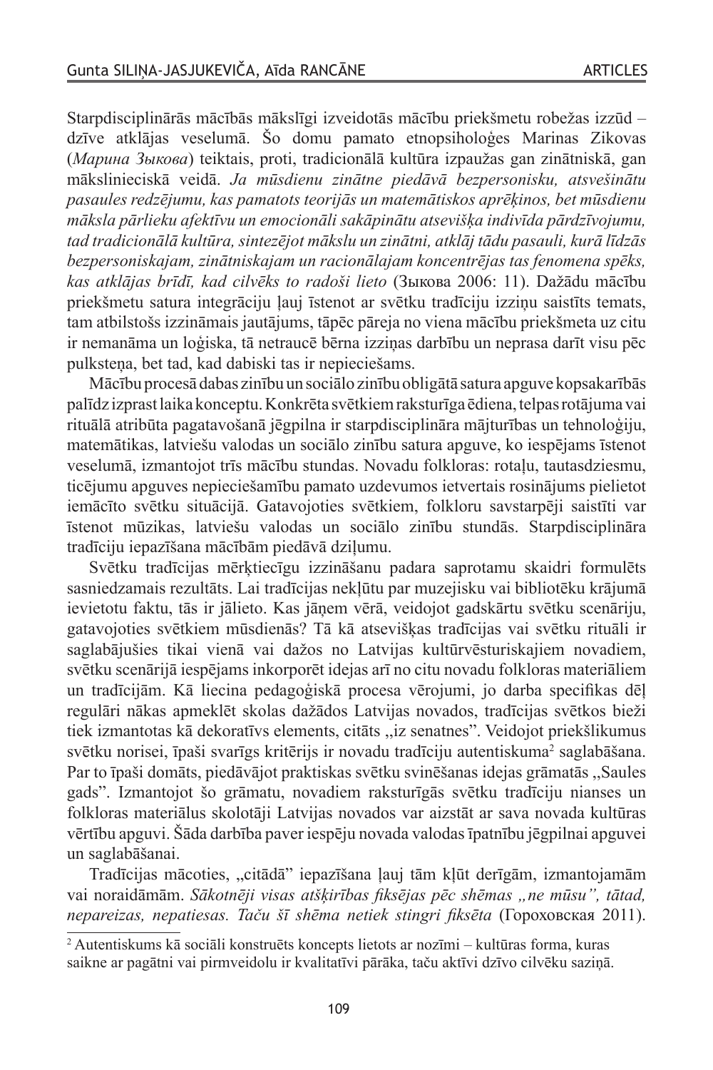Starpdisciplinārās mācībās mākslīgi izveidotās mācību priekšmetu robežas izzūd – dzīve atklājas veselumā. Šo domu pamato etnopsiholoģes Marinas Zikovas (*Марина Зыкова*) teiktais, proti, tradicionālā kultūra izpaužas gan zinātniskā, gan mākslinieciskā veidā. *Ja mūsdienu zinātne piedāvā bezpersonisku, atsvešinātu pasaules redzējumu, kas pamatots teorijās un matemātiskos aprēķinos, bet mūsdienu māksla pārlieku afektīvu un emocionāli sakāpinātu atsevišķa indivīda pārdzīvojumu, tad tradicionālā kultūra, sintezējot mākslu un zinātni, atklāj tādu pasauli, kurā līdzās bezpersoniskajam, zinātniskajam un racionālajam koncentrējas tas fenomena spēks, kas atklājas brīdī, kad cilvēks to radoši lieto* (Зыкова 2006: 11). Dažādu mācību priekšmetu satura integrāciju ļauj īstenot ar svētku tradīciju izziņu saistīts temats, tam atbilstošs izzināmais jautājums, tāpēc pāreja no viena mācību priekšmeta uz citu ir nemanāma un loģiska, tā netraucē bērna izziņas darbību un neprasa darīt visu pēc pulksteņa, bet tad, kad dabiski tas ir nepieciešams.

Mācību procesā dabas zinību un sociālo zinību obligātā satura apguve kopsakarībās palīdz izprast laika konceptu. Konkrēta svētkiem raksturīga ēdiena, telpas rotājuma vai rituālā atribūta pagatavošanā jēgpilna ir starpdisciplināra mājturības un tehnoloģiju, matemātikas, latviešu valodas un sociālo zinību satura apguve, ko iespējams īstenot veselumā, izmantojot trīs mācību stundas. Novadu folkloras: rotaļu, tautasdziesmu, ticējumu apguves nepieciešamību pamato uzdevumos ietvertais rosinājums pielietot iemācīto svētku situācijā. Gatavojoties svētkiem, folkloru savstarpēji saistīti var īstenot mūzikas, latviešu valodas un sociālo zinību stundās. Starpdisciplināra tradīciju iepazīšana mācībām piedāvā dziļumu.

Svētku tradīcijas mērķtiecīgu izzināšanu padara saprotamu skaidri formulēts sasniedzamais rezultāts. Lai tradīcijas nekļūtu par muzejisku vai bibliotēku krājumā ievietotu faktu, tās ir jālieto. Kas jāņem vērā, veidojot gadskārtu svētku scenāriju, gatavojoties svētkiem mūsdienās? Tā kā atsevišķas tradīcijas vai svētku rituāli ir saglabājušies tikai vienā vai dažos no Latvijas kultūrvēsturiskajiem novadiem, svētku scenārijā iespējams inkorporēt idejas arī no citu novadu folkloras materiāliem un tradīcijām. Kā liecina pedagoģiskā procesa vērojumi, jo darba specifikas dēļ regulāri nākas apmeklēt skolas dažādos Latvijas novados, tradīcijas svētkos bieži tiek izmantotas kā dekoratīvs elements, citāts ,,iz senatnes". Veidojot priekšlikumus svētku norisei, īpaši svarīgs kritērijs ir novadu tradīciju autentiskuma[2] saglabāšana. Par to īpaši domāts, piedāvājot praktiskas svētku svinēšanas idejas grāmatās ,,Saules gads". Izmantojot šo grāmatu, novadiem raksturīgās svētku tradīciju nianses un folkloras materiālus skolotāji Latvijas novados var aizstāt ar sava novada kultūras vērtību apguvi. Šāda darbība paver iespēju novada valodas īpatnību jēgpilnai apguvei un saglabāšanai.

Tradīcijas mācoties, ,,citādā" iepazīšana ļauj tām kļūt derīgām, izmantojamām vai noraidāmām. *Sākotnēji visas atšķirības fiksējas pēc shēmas „ne mūsu", tātad, nepareizas, nepatiesas. Taču šī shēma netiek stingri fiksēta* (Гороховская 2011).

[2] Autentiskums kā sociāli konstruēts koncepts lietots ar nozīmi – kultūras forma, kuras saikne ar pagātni vai pirmveidolu ir kvalitatīvi pārāka, taču aktīvi dzīvo cilvēku saziņā.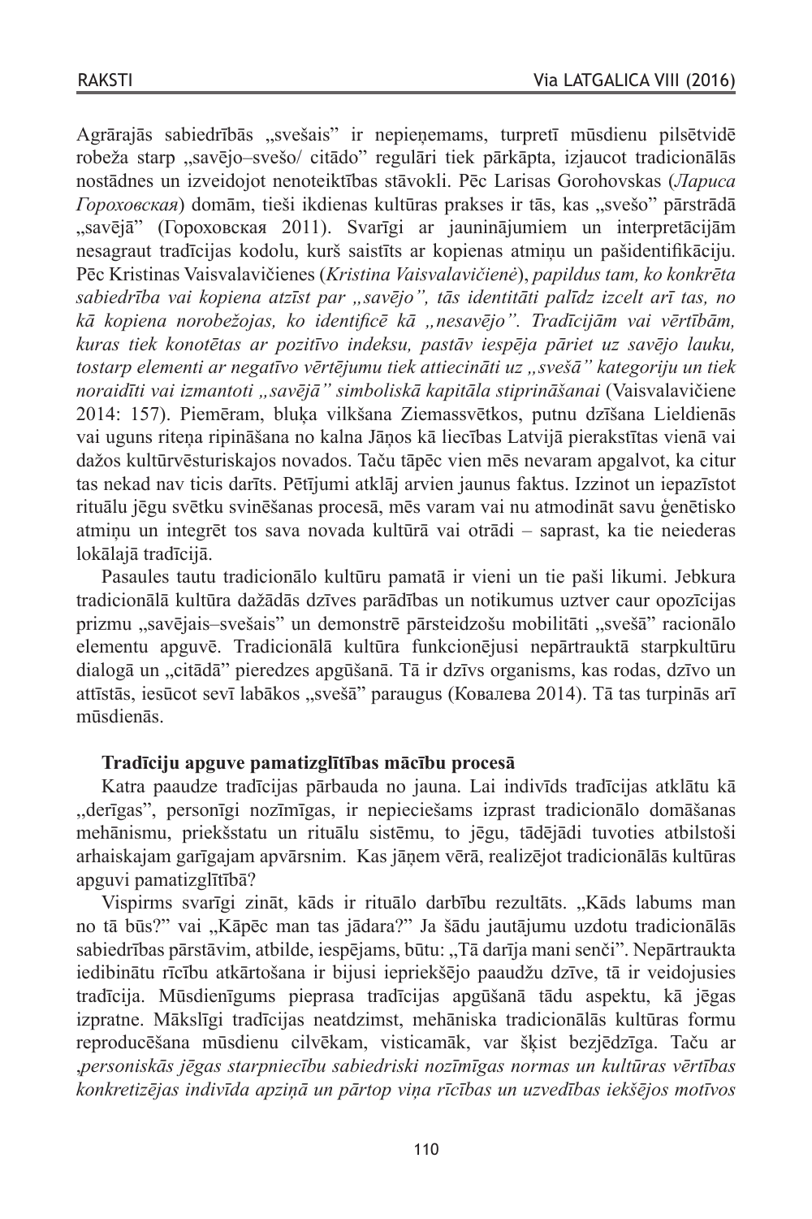Agrārajās sabiedrībās „svešais" ir nepieņemams, turpretī mūsdienu pilsētvidē robeža starp „savējo–svešo/ citādo" regulāri tiek pārkāpta, izjaucot tradicionālās nostādnes un izveidojot nenoteiktības stāvokli. Pēc Larisas Gorohovskas (*Лариса Гороховская*) domām, tieši ikdienas kultūras prakses ir tās, kas „svešo" pārstrādā „savējā" (Гороховская 2011). Svarīgi ar jauninājumiem un interpretācijām nesagraut tradīcijas kodolu, kurš saistīts ar kopienas atmiņu un pašidentifikāciju. Pēc Kristinas Vaisvalavičienes (*Kristina Vaisvalavičienė*), *papildus tam, ko konkrēta sabiedrība vai kopiena atzīst par „savējo", tās identitāti palīdz izcelt arī tas, no kā kopiena norobežojas, ko identificē kā „nesavējo". Tradīcijām vai vērtībām, kuras tiek konotētas ar pozitīvo indeksu, pastāv iespēja pāriet uz savējo lauku, tostarp elementi ar negatīvo vērtējumu tiek attiecināti uz „svešā" kategoriju un tiek noraidīti vai izmantoti „savējā" simboliskā kapitāla stiprināšanai* (Vaisvalavičiene 2014: 157). Piemēram, bluķa vilkšana Ziemassvētkos, putnu dzīšana Lieldienās vai uguns riteņa ripināšana no kalna Jāņos kā liecības Latvijā pierakstītas vienā vai dažos kultūrvēsturiskajos novados. Taču tāpēc vien mēs nevaram apgalvot, ka citur tas nekad nav ticis darīts. Pētījumi atklāj arvien jaunus faktus. Izzinot un iepazīstot rituālu jēgu svētku svinēšanas procesā, mēs varam vai nu atmodināt savu ģenētisko atmiņu un integrēt tos sava novada kultūrā vai otrādi – saprast, ka tie neiederas lokālajā tradīcijā.

Pasaules tautu tradicionālo kultūru pamatā ir vieni un tie paši likumi. Jebkura tradicionālā kultūra dažādās dzīves parādības un notikumus uztver caur opozīcijas prizmu „savējais–svešais" un demonstrē pārsteidzošu mobilitāti „svešā" racionālo elementu apguvē. Tradicionālā kultūra funkcionējusi nepārtrauktā starpkultūru dialogā un „citādā" pieredzes apgūšanā. Tā ir dzīvs organisms, kas rodas, dzīvo un attīstās, iesūcot sevī labākos „svešā" paraugus (Ковалева 2014). Tā tas turpinās arī mūsdienās.

**Tradīciju apguve pamatizglītības mācību procesā**

Katra paaudze tradīcijas pārbauda no jauna. Lai indivīds tradīcijas atklātu kā „derīgas", personīgi nozīmīgas, ir nepieciešams izprast tradicionālo domāšanas mehānismu, priekšstatu un rituālu sistēmu, to jēgu, tādējādi tuvoties atbilstoši arhaiskajam garīgajam apvārsnim. Kas jāņem vērā, realizējot tradicionālās kultūras apguvi pamatizglītībā?

Vispirms svarīgi zināt, kāds ir rituālo darbību rezultāts. „Kāds labums man no tā būs?" vai „Kāpēc man tas jādara?" Ja šādu jautājumu uzdotu tradicionālās sabiedrības pārstāvim, atbilde, iespējams, būtu: „Tā darīja mani senči". Nepārtraukta iedibinātu rīcību atkārtošana ir bijusi iepriekšējo paaudžu dzīve, tā ir veidojusies tradīcija. Mūsdienīgums pieprasa tradīcijas apgūšanā tādu aspektu, kā jēgas izpratne. Mākslīgi tradīcijas neatdzimst, mehāniska tradicionālās kultūras formu reproducēšana mūsdienu cilvēkam, visticamāk, var šķist bezjēdzīga. Taču ar *‚personiskās jēgas starpniecību sabiedriski nozīmīgas normas un kultūras vērtības konkretizējas indivīda apziņā un pārtop viņa rīcības un uzvedības iekšējos motīvos*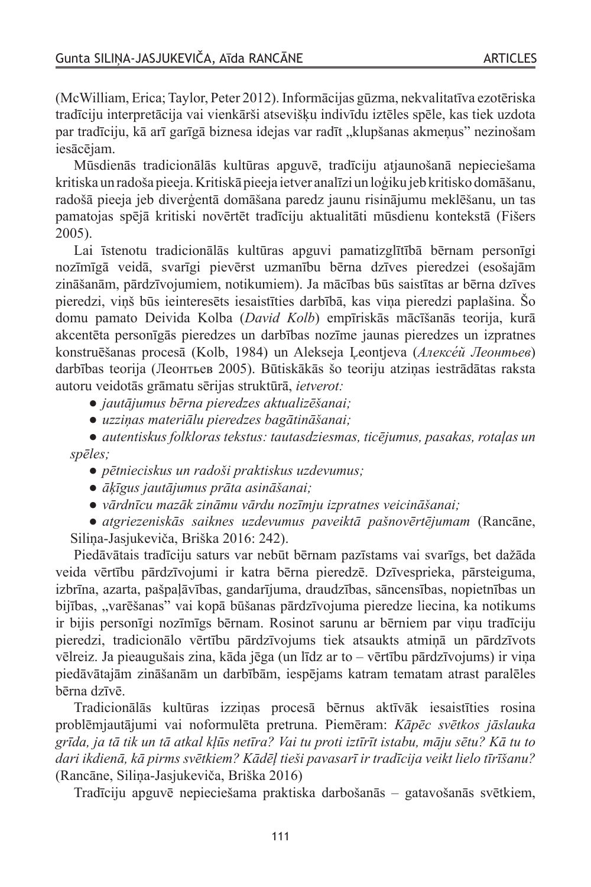(McWilliam, Erica; Taylor, Peter 2012). Informācijas gūzma, nekvalitatīva ezotēriska tradīciju interpretācija vai vienkārši atsevišķu indivīdu iztēles spēle, kas tiek uzdota par tradīciju, kā arī garīgā biznesa idejas var radīt „klupšanas akmeņus" nezinošam iesācējam.

Mūsdienās tradicionālās kultūras apguvē, tradīciju atjaunošanā nepieciešama kritiska un radoša pieeja. Kritiskā pieeja ietver analīzi un loģiku jeb kritisko domāšanu, radošā pieeja jeb diverģentā domāšana paredz jaunu risinājumu meklēšanu, un tas pamatojas spējā kritiski novērtēt tradīciju aktualitāti mūsdienu kontekstā (Fišers 2005).

Lai īstenotu tradicionālās kultūras apguvi pamatizglītībā bērnam personīgi nozīmīgā veidā, svarīgi pievērst uzmanību bērna dzīves pieredzei (esošajām zināšanām, pārdzīvojumiem, notikumiem). Ja mācības būs saistītas ar bērna dzīves pieredzi, viņš būs ieinteresēts iesaistīties darbībā, kas viņa pieredzi paplašina. Šo domu pamato Deivida Kolba (*David Kolb*) empīriskās mācīšanās teorija, kurā akcentēta personīgās pieredzes un darbības nozīme jaunas pieredzes un izpratnes konstruēšanas procesā (Kolb, 1984) un Alekseja Ļeontjeva (*Алексе́й Леонтьев*) darbības teorija (Леонтьев 2005). Būtiskākās šo teoriju atziņas iestrādātas raksta autoru veidotās grāmatu sērijas struktūrā, *ietverot:*

- *jautājumus bērna pieredzes aktualizēšanai;*
- *uzziņas materiālu pieredzes bagātināšanai;*
- *autentiskus folkloras tekstus: tautasdziesmas, ticējumus, pasakas, rotaļas un spēles;*
- *pētnieciskus un radoši praktiskus uzdevumus;*
- *āķīgus jautājumus prāta asināšanai;*
- *vārdnīcu mazāk zināmu vārdu nozīmju izpratnes veicināšanai;*
- *atgriezeniskās saiknes uzdevumus paveiktā pašnovērtējumam* (Rancāne, Siliņa-Jasjukeviča, Briška 2016: 242).

Piedāvātais tradīciju saturs var nebūt bērnam pazīstams vai svarīgs, bet dažāda veida vērtību pārdzīvojumi ir katra bērna pieredzē. Dzīvesprieka, pārsteiguma, izbrīna, azarta, pašpaļāvības, gandarījuma, draudzības, sāncensības, nopietnības un bijības, „varēšanas" vai kopā būšanas pārdzīvojuma pieredze liecina, ka notikums ir bijis personīgi nozīmīgs bērnam. Rosinot sarunu ar bērniem par viņu tradīciju pieredzi, tradicionālo vērtību pārdzīvojums tiek atsaukts atmiņā un pārdzīvots vēlreiz. Ja pieaugušais zina, kāda jēga (un līdz ar to – vērtību pārdzīvojums) ir viņa piedāvātajām zināšanām un darbībām, iespējams katram tematam atrast paralēles bērna dzīvē.

Tradicionālās kultūras izziņas procesā bērnus aktīvāk iesaistīties rosina problēmjautājumi vai noformulēta pretruna. Piemēram: *Kāpēc svētkos jāslauka grīda, ja tā tik un tā atkal kļūs netīra? Vai tu proti iztīrīt istabu, māju sētu? Kā tu to dari ikdienā, kā pirms svētkiem? Kādēļ tieši pavasarī ir tradīcija veikt lielo tīrīšanu?* (Rancāne, Siliņa-Jasjukeviča, Briška 2016)

Tradīciju apguvē nepieciešama praktiska darbošanās – gatavošanās svētkiem,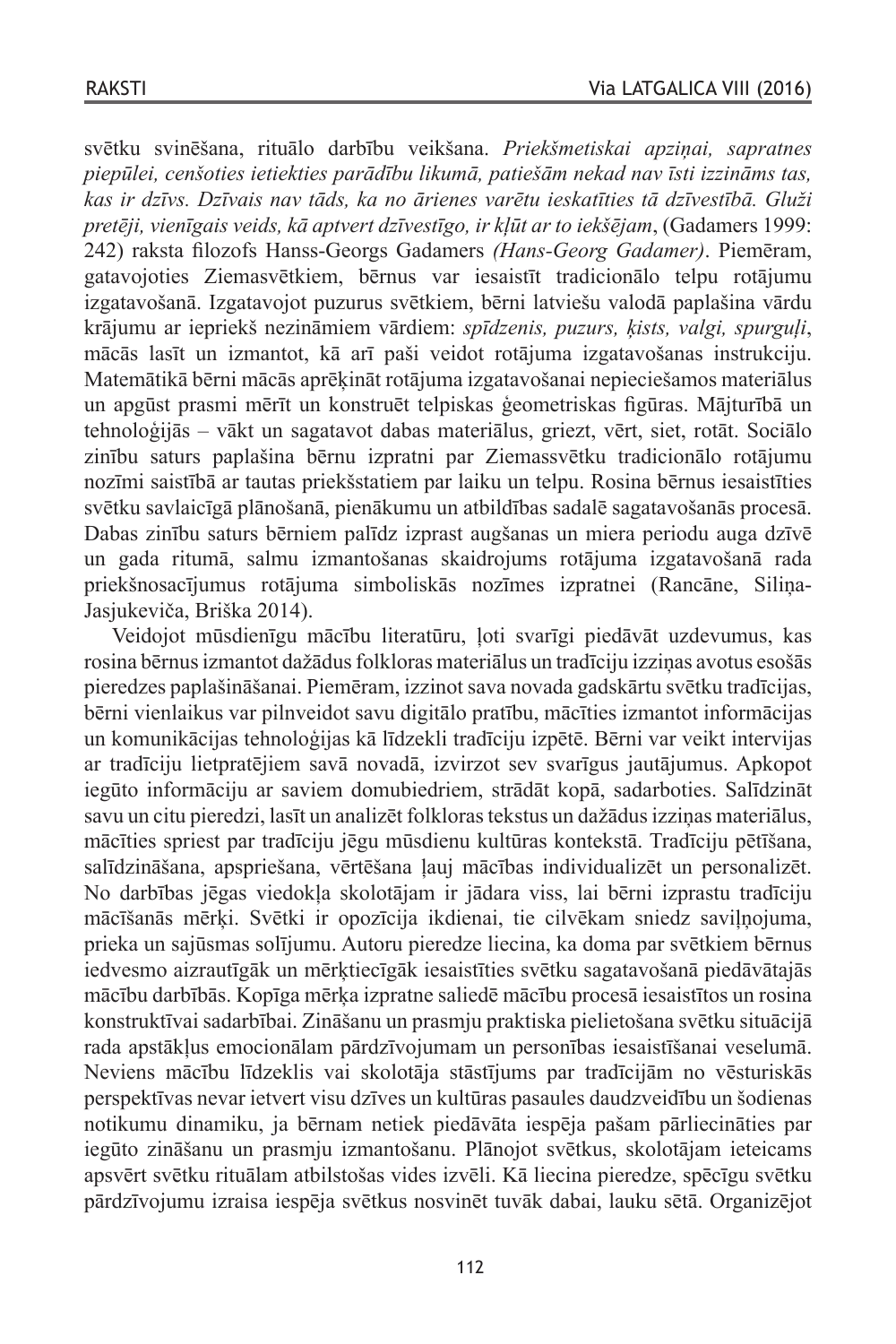svētku svinēšana, rituālo darbību veikšana. *Priekšmetiskai apziņai, sapratnes piepūlei, cenšoties ietiekties parādību likumā, patiešām nekad nav īsti izzināms tas, kas ir dzīvs. Dzīvais nav tāds, ka no ārienes varētu ieskatīties tā dzīvestībā. Gluži pretēji, vienīgais veids, kā aptvert dzīvestīgo, ir kļūt ar to iekšējam*, (Gadamers 1999: 242) raksta filozofs Hanss-Georgs Gadamers *(Hans-Georg Gadamer)*. Piemēram, gatavojoties Ziemasvētkiem, bērnus var iesaistīt tradicionālo telpu rotājumu izgatavošanā. Izgatavojot puzurus svētkiem, bērni latviešu valodā paplašina vārdu krājumu ar iepriekš nezināmiem vārdiem: *spīdzenis, puzurs, ķists, valgi, spurguļi*, mācās lasīt un izmantot, kā arī paši veidot rotājuma izgatavošanas instrukciju. Matemātikā bērni mācās aprēķināt rotājuma izgatavošanai nepieciešamos materiālus un apgūst prasmi mērīt un konstruēt telpiskas ģeometriskas figūras. Mājturībā un tehnoloģijās – vākt un sagatavot dabas materiālus, griezt, vērt, siet, rotāt. Sociālo zinību saturs paplašina bērnu izpratni par Ziemassvētku tradicionālo rotājumu nozīmi saistībā ar tautas priekšstatiem par laiku un telpu. Rosina bērnus iesaistīties svētku savlaicīgā plānošanā, pienākumu un atbildības sadalē sagatavošanās procesā. Dabas zinību saturs bērniem palīdz izprast augšanas un miera periodu auga dzīvē un gada ritumā, salmu izmantošanas skaidrojums rotājuma izgatavošanā rada priekšnosacījumus rotājuma simboliskās nozīmes izpratnei (Rancāne, Siliņa-Jasjukeviča, Briška 2014).

Veidojot mūsdienīgu mācību literatūru, ļoti svarīgi piedāvāt uzdevumus, kas rosina bērnus izmantot dažādus folkloras materiālus un tradīciju izziņas avotus esošās pieredzes paplašināšanai. Piemēram, izzinot sava novada gadskārtu svētku tradīcijas, bērni vienlaikus var pilnveidot savu digitālo pratību, mācīties izmantot informācijas un komunikācijas tehnoloģijas kā līdzekli tradīciju izpētē. Bērni var veikt intervijas ar tradīciju lietpratējiem savā novadā, izvirzot sev svarīgus jautājumus. Apkopot iegūto informāciju ar saviem domubiedriem, strādāt kopā, sadarboties. Salīdzināt savu un citu pieredzi, lasīt un analizēt folkloras tekstus un dažādus izziņas materiālus, mācīties spriest par tradīciju jēgu mūsdienu kultūras kontekstā. Tradīciju pētīšana, salīdzināšana, apspriešana, vērtēšana ļauj mācības individualizēt un personalizēt. No darbības jēgas viedokļa skolotājam ir jādara viss, lai bērni izprastu tradīciju mācīšanās mērķi. Svētki ir opozīcija ikdienai, tie cilvēkam sniedz saviļņojuma, prieka un sajūsmas solījumu. Autoru pieredze liecina, ka doma par svētkiem bērnus iedvesmo aizrautīgāk un mērķtiecīgāk iesaistīties svētku sagatavošanā piedāvātajās mācību darbībās. Kopīga mērķa izpratne saliedē mācību procesā iesaistītos un rosina konstruktīvai sadarbībai. Zināšanu un prasmju praktiska pielietošana svētku situācijā rada apstākļus emocionālam pārdzīvojumam un personības iesaistīšanai veselumā. Neviens mācību līdzeklis vai skolotāja stāstījums par tradīcijām no vēsturiskās perspektīvas nevar ietvert visu dzīves un kultūras pasaules daudzveidību un šodienas notikumu dinamiku, ja bērnam netiek piedāvāta iespēja pašam pārliecināties par iegūto zināšanu un prasmju izmantošanu. Plānojot svētkus, skolotājam ieteicams apsvērt svētku rituālam atbilstošas vides izvēli. Kā liecina pieredze, spēcīgu svētku pārdzīvojumu izraisa iespēja svētkus nosvinēt tuvāk dabai, lauku sētā. Organizējot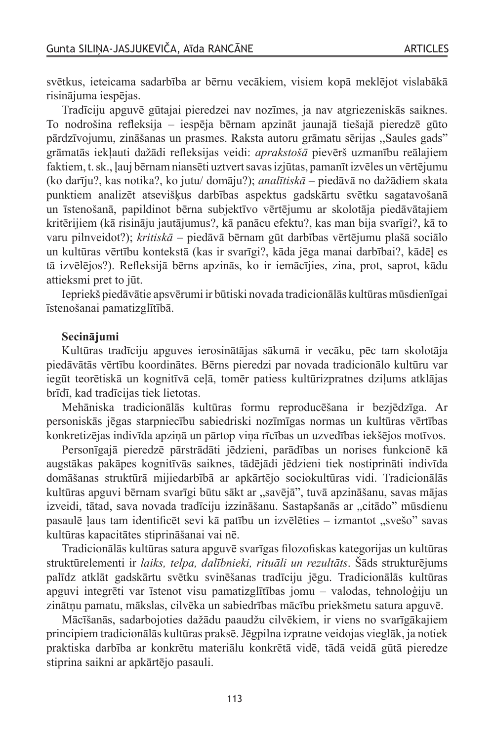svētkus, ieteicama sadarbība ar bērnu vecākiem, visiem kopā meklējot vislabākā risinājuma iespējas.

Tradīciju apguvē gūtajai pieredzei nav nozīmes, ja nav atgriezeniskās saiknes. To nodrošina refleksija – iespēja bērnam apzināt jaunajā tiešajā pieredzē gūto pārdzīvojumu, zināšanas un prasmes. Raksta autoru grāmatu sērijas ,,Saules gads" grāmatās iekļauti dažādi refleksijas veidi: *aprakstošā* pievērš uzmanību reālajiem faktiem, t. sk., ļauj bērnam niansēti uztvert savas izjūtas, pamanīt izvēles un vērtējumu (ko darīju?, kas notika?, ko jutu/ domāju?); *analītiskā* – piedāvā no dažādiem skata punktiem analizēt atsevišķus darbības aspektus gadskārtu svētku sagatavošanā un īstenošanā, papildinot bērna subjektīvo vērtējumu ar skolotāja piedāvātajiem kritērijiem (kā risināju jautājumus?, kā panācu efektu?, kas man bija svarīgi?, kā to varu pilnveidot?); *kritiskā* – piedāvā bērnam gūt darbības vērtējumu plašā sociālo un kultūras vērtību kontekstā (kas ir svarīgi?, kāda jēga manai darbībai?, kādēļ es tā izvēlējos?). Refleksijā bērns apzinās, ko ir iemācījies, zina, prot, saprot, kādu attieksmi pret to jūt.

Iepriekš piedāvātie apsvērumi ir būtiski novada tradicionālās kultūras mūsdienīgai īstenošanai pamatizglītībā.

**Secinājumi**

Kultūras tradīciju apguves ierosinātājas sākumā ir vecāku, pēc tam skolotāja piedāvātās vērtību koordinātes. Bērns pieredzi par novada tradicionālo kultūru var iegūt teorētiskā un kognitīvā ceļā, tomēr patiess kultūrizpratnes dziļums atklājas brīdī, kad tradīcijas tiek lietotas.

Mehāniska tradicionālās kultūras formu reproducēšana ir bezjēdzīga. Ar personiskās jēgas starpniecību sabiedriski nozīmīgas normas un kultūras vērtības konkretizējas indivīda apziņā un pārtop viņa rīcības un uzvedības iekšējos motīvos.

Personīgajā pieredzē pārstrādāti jēdzieni, parādības un norises funkcionē kā augstākas pakāpes kognitīvās saiknes, tādējādi jēdzieni tiek nostiprināti indivīda domāšanas struktūrā mijiedarbībā ar apkārtējo sociokultūras vidi. Tradicionālās kultūras apguvi bērnam svarīgi būtu sākt ar „savējā", tuvā apzināšanu, savas mājas izveidi, tātad, sava novada tradīciju izzināšanu. Sastapšanās ar „citādo" mūsdienu pasaulē ļaus tam identificēt sevi kā patību un izvēlēties – izmantot „svešo" savas kultūras kapacitātes stiprināšanai vai nē.

Tradicionālās kultūras satura apguvē svarīgas filozofiskas kategorijas un kultūras struktūrelementi ir *laiks, telpa, dalībnieki, rituāli un rezultāts*. Šāds strukturējums palīdz atklāt gadskārtu svētku svinēšanas tradīciju jēgu. Tradicionālās kultūras apguvi integrēti var īstenot visu pamatizglītības jomu – valodas, tehnoloģiju un zinātņu pamatu, mākslas, cilvēka un sabiedrības mācību priekšmetu satura apguvē.

Mācīšanās, sadarbojoties dažādu paaudžu cilvēkiem, ir viens no svarīgākajiem principiem tradicionālās kultūras praksē. Jēgpilna izpratne veidojas vieglāk, ja notiek praktiska darbība ar konkrētu materiālu konkrētā vidē, tādā veidā gūtā pieredze stiprina saikni ar apkārtējo pasauli.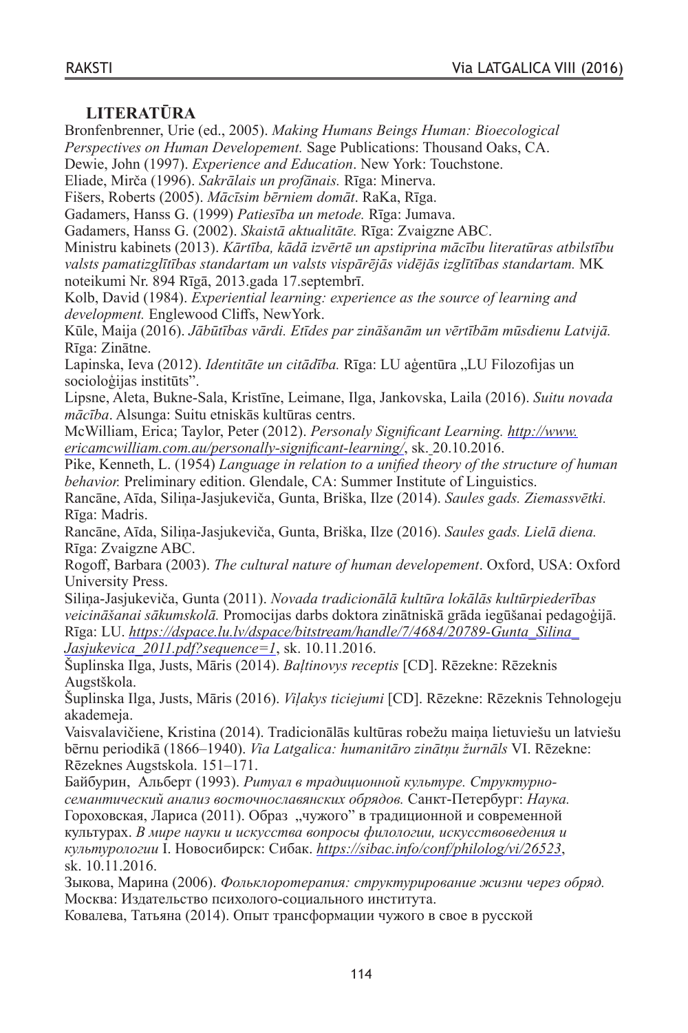## LITERATŪRA

Bronfenbrenner, Urie (ed., 2005). *Making Humans Beings Human: Bioecological Perspectives on Human Developement.* Sage Publications: Thousand Oaks, CA.

Dewie, John (1997). *Experience and Education*. New York: Touchstone.

Eliade, Mirča (1996). *Sakrālais un profānais.* Rīga: Minerva.

Fišers, Roberts (2005). *Mācīsim bērniem domāt*. RaKa, Rīga.

Gadamers, Hanss G. (1999) *Patiesība un metode.* Rīga: Jumava.

Gadamers, Hanss G. (2002). *Skaistā aktualitāte.* Rīga: Zvaigzne ABC.

Ministru kabinets (2013). *Kārtība, kādā izvērtē un apstiprina mācību literatūras atbilstību valsts pamatizglītības standartam un valsts vispārējās vidējās izglītības standartam.* MK noteikumi Nr. 894 Rīgā, 2013.gada 17.septembrī.

Kolb, David (1984). *Experiential learning: experience as the source of learning and development.* Englewood Cliffs, NewYork.

Kūle, Maija (2016). *Jābūtības vārdi. Etīdes par zināšanām un vērtībām mūsdienu Latvijā.* Rīga: Zinātne.

Lapinska, Ieva (2012). *Identitāte un citādība.* Rīga: LU aģentūra „LU Filozofijas un socioloģijas institūts".

Lipsne, Aleta, Bukne-Sala, Kristīne, Leimane, Ilga, Jankovska, Laila (2016). *Suitu novada mācība*. Alsunga: Suitu etniskās kultūras centrs.

McWilliam, Erica; Taylor, Peter (2012). *Personaly Significant Learning.* *http://www.ericamcwilliam.com.au/personally-significant-learning/*, sk. 20.10.2016.

Pike, Kenneth, L. (1954) *Language in relation to a unified theory of the structure of human behavior.* Preliminary edition. Glendale, CA: Summer Institute of Linguistics.

Rancāne, Aīda, Siliņa-Jasjukeviča, Gunta, Briška, Ilze (2014). *Saules gads. Ziemassvētki.* Rīga: Madris.

Rancāne, Aīda, Siliņa-Jasjukeviča, Gunta, Briška, Ilze (2016). *Saules gads. Lielā diena.* Rīga: Zvaigzne ABC.

Rogoff, Barbara (2003). *The cultural nature of human developement*. Oxford, USA: Oxford University Press.

Siliņa-Jasjukeviča, Gunta (2011). *Novada tradicionālā kultūra lokālās kultūrpiederības veicināšanai sākumskolā.* Promocijas darbs doktora zinātniskā grāda iegūšanai pedagoģijā. Rīga: LU. *https://dspace.lu.lv/dspace/bitstream/handle/7/4684/20789-Gunta_Silina_Jasjukevica_2011.pdf?sequence=1*, sk. 10.11.2016.

Šuplinska Ilga, Justs, Māris (2014). *Baļtinovys receptis* [CD]. Rēzekne: Rēzeknis Augstškola.

Šuplinska Ilga, Justs, Māris (2016). *Viļakys ticiejumi* [CD]. Rēzekne: Rēzeknis Tehnologeju akademeja.

Vaisvalavičiene, Kristina (2014). Tradicionālās kultūras robežu maiņa lietuviešu un latviešu bērnu periodikā (1866–1940). *Via Latgalica: humanitāro zinātņu žurnāls* VI. Rēzekne: Rēzeknes Augstskola. 151–171.

Байбурин, Альберт (1993). *Ритуал в традиционной культуре. Структурно-семантический анализ восточнославянских обрядов.* Санкт-Петербург: *Наука.*

Гороховская, Лариса (2011). Образ „чужого" в традиционной и современной культурах. *В мире науки и искусства вопросы филологии, искусствоведения и культурологии* I. Новосибирск: Сибак. *https://sibac.info/conf/philolog/vi/26523*, sk. 10.11.2016.

Зыкова, Марина (2006). *Фольклоротерапия: структурирование жизни через обряд.* Москва: Издательство психолого-социального института.

Ковалева, Татьяна (2014). Опыт трансформации чужого в свое в русской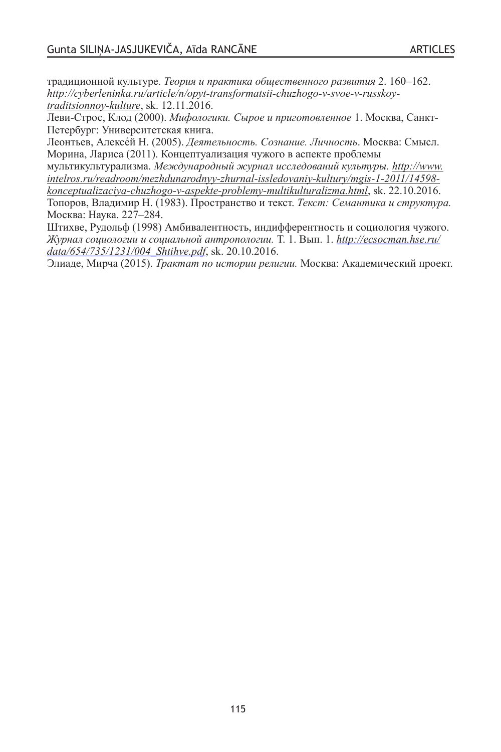традиционной культуре. *Теория и практика общественного развития* 2. 160–162. http://cyberleninka.ru/article/n/opyt-transformatsii-chuzhogo-v-svoe-v-russkoy-traditsionnoy-kulture, sk. 12.11.2016.

Леви-Строс, Клод (2000). *Мифологики. Сырое и приготовленное* 1. Москва, Санкт-Петербург: Университетская книга.

Леонтьев, Алексе́й Н. (2005). *Деятельность. Сознание. Личность*. Москва: Смысл.

Морина, Лариса (2011). Концептуализация чужого в аспекте проблемы мультикультурализма. *Международный журнал исследований культуры.* http://www.intelros.ru/readroom/mezhdunarodnyy-zhurnal-issledovaniy-kultury/mgis-1-2011/14598-konceptualizaciya-chuzhogo-v-aspekte-problemy-multikulturalizma.html, sk. 22.10.2016.

Топоров, Владимир Н. (1983). Пространство и текст. *Текст: Семантика и структура.* Москва: Наука. 227–284.

Штихве, Рудольф (1998) Амбивалентность, индифферентность и социология чужого. *Журнал социологии и социальной антропологии.* Т. 1. Вып. 1. http://ecsocman.hse.ru/data/654/735/1231/004_Shtihve.pdf, sk. 20.10.2016.

Элиаде, Мирча (2015). *Трактат по истории религии.* Москва: Академический проект.